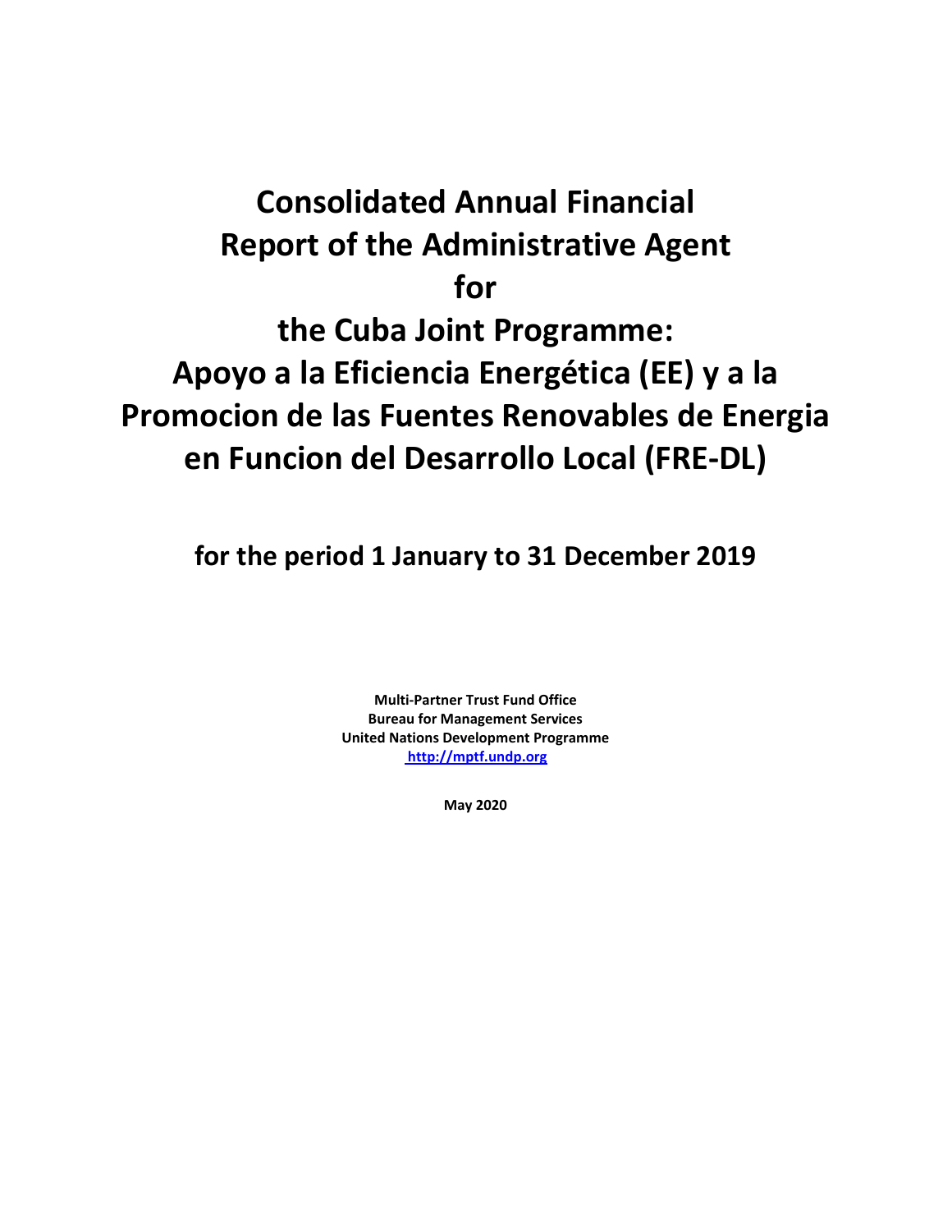# Consolidated Annual Financial Report of the Administrative Agent for the Cuba Joint Programme: Apoyo a la Eficiencia Energética (EE) y a la Promocion de las Fuentes Renovables de Energia en Funcion del Desarrollo Local (FRE-DL)

## for the period 1 January to 31 December 2019

**Multi-Partner Trust Fund Office**
**Bureau for Management Services**
**United Nations Development Programme**
**http://mptf.undp.org**

**May 2020**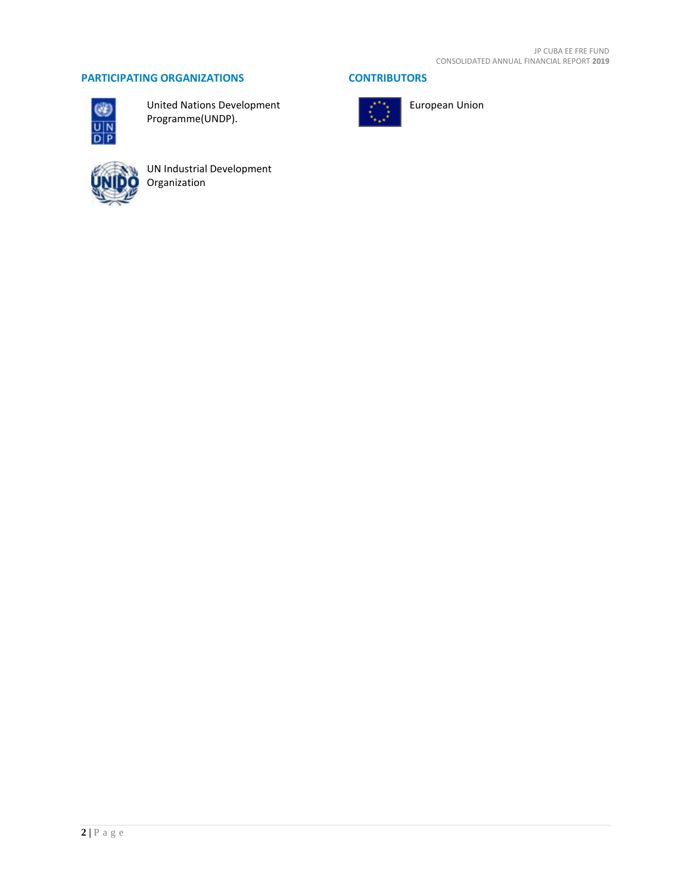## PARTICIPATING ORGANIZATIONS

United Nations Development Programme(UNDP).

UN Industrial Development Organization

## CONTRIBUTORS

European Union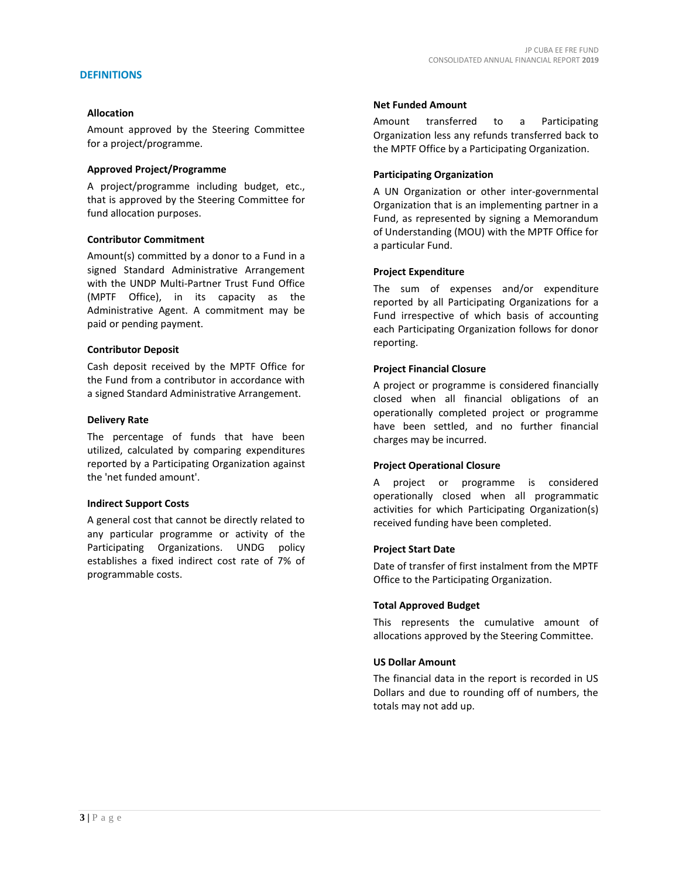## DEFINITIONS

**Allocation**

Amount approved by the Steering Committee for a project/programme.

**Approved Project/Programme**

A project/programme including budget, etc., that is approved by the Steering Committee for fund allocation purposes.

**Contributor Commitment**

Amount(s) committed by a donor to a Fund in a signed Standard Administrative Arrangement with the UNDP Multi-Partner Trust Fund Office (MPTF Office), in its capacity as the Administrative Agent. A commitment may be paid or pending payment.

**Contributor Deposit**

Cash deposit received by the MPTF Office for the Fund from a contributor in accordance with a signed Standard Administrative Arrangement.

**Delivery Rate**

The percentage of funds that have been utilized, calculated by comparing expenditures reported by a Participating Organization against the 'net funded amount'.

**Indirect Support Costs**

A general cost that cannot be directly related to any particular programme or activity of the Participating Organizations. UNDG policy establishes a fixed indirect cost rate of 7% of programmable costs.

**Net Funded Amount**

Amount transferred to a Participating Organization less any refunds transferred back to the MPTF Office by a Participating Organization.

**Participating Organization**

A UN Organization or other inter-governmental Organization that is an implementing partner in a Fund, as represented by signing a Memorandum of Understanding (MOU) with the MPTF Office for a particular Fund.

**Project Expenditure**

The sum of expenses and/or expenditure reported by all Participating Organizations for a Fund irrespective of which basis of accounting each Participating Organization follows for donor reporting.

**Project Financial Closure**

A project or programme is considered financially closed when all financial obligations of an operationally completed project or programme have been settled, and no further financial charges may be incurred.

**Project Operational Closure**

A project or programme is considered operationally closed when all programmatic activities for which Participating Organization(s) received funding have been completed.

**Project Start Date**

Date of transfer of first instalment from the MPTF Office to the Participating Organization.

**Total Approved Budget**

This represents the cumulative amount of allocations approved by the Steering Committee.

**US Dollar Amount**

The financial data in the report is recorded in US Dollars and due to rounding off of numbers, the totals may not add up.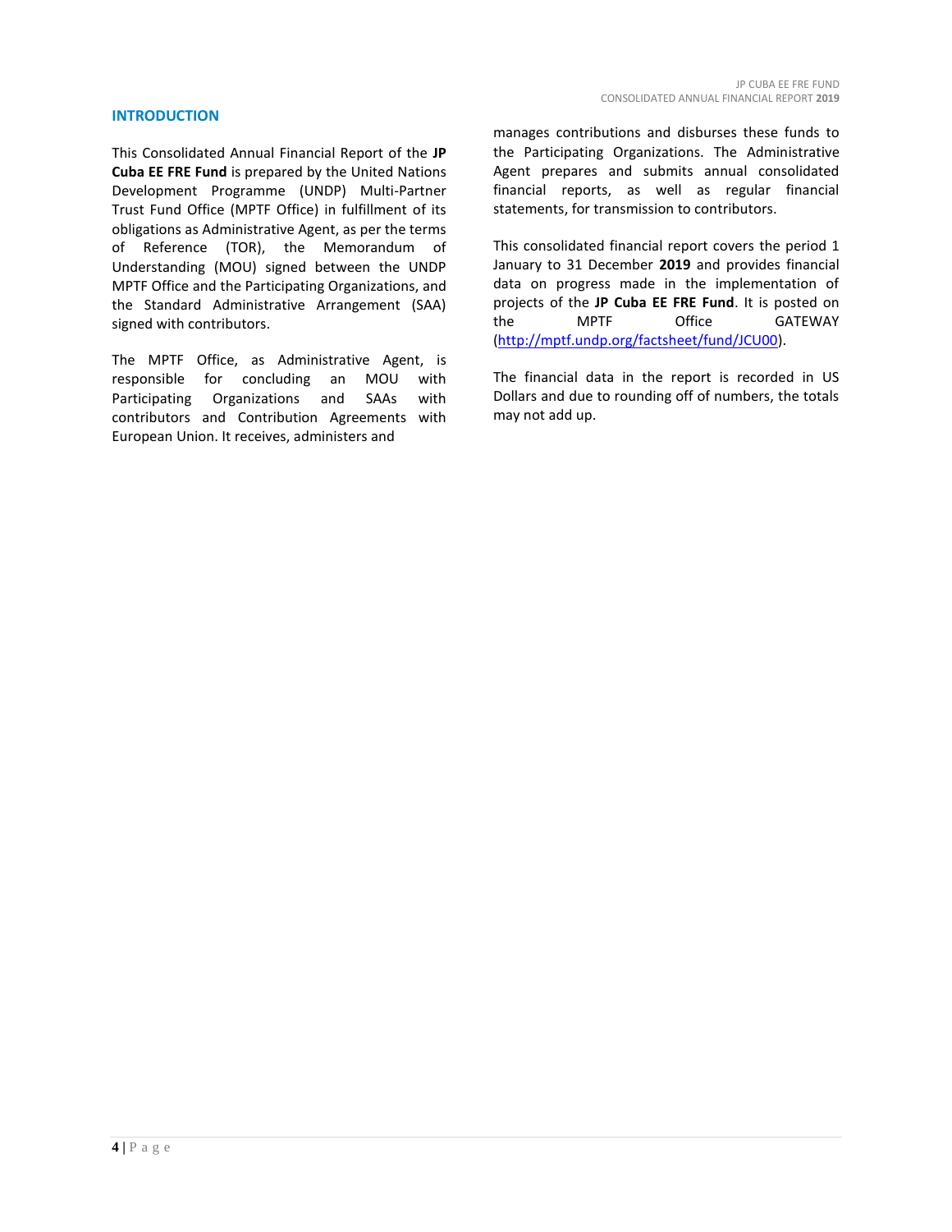## INTRODUCTION

This Consolidated Annual Financial Report of the **JP Cuba EE FRE Fund** is prepared by the United Nations Development Programme (UNDP) Multi-Partner Trust Fund Office (MPTF Office) in fulfillment of its obligations as Administrative Agent, as per the terms of Reference (TOR), the Memorandum of Understanding (MOU) signed between the UNDP MPTF Office and the Participating Organizations, and the Standard Administrative Arrangement (SAA) signed with contributors.

The MPTF Office, as Administrative Agent, is responsible for concluding an MOU with Participating Organizations and SAAs with contributors and Contribution Agreements with European Union. It receives, administers and manages contributions and disburses these funds to the Participating Organizations. The Administrative Agent prepares and submits annual consolidated financial reports, as well as regular financial statements, for transmission to contributors.

This consolidated financial report covers the period 1 January to 31 December **2019** and provides financial data on progress made in the implementation of projects of the **JP Cuba EE FRE Fund**. It is posted on the MPTF Office GATEWAY (http://mptf.undp.org/factsheet/fund/JCU00).

The financial data in the report is recorded in US Dollars and due to rounding off of numbers, the totals may not add up.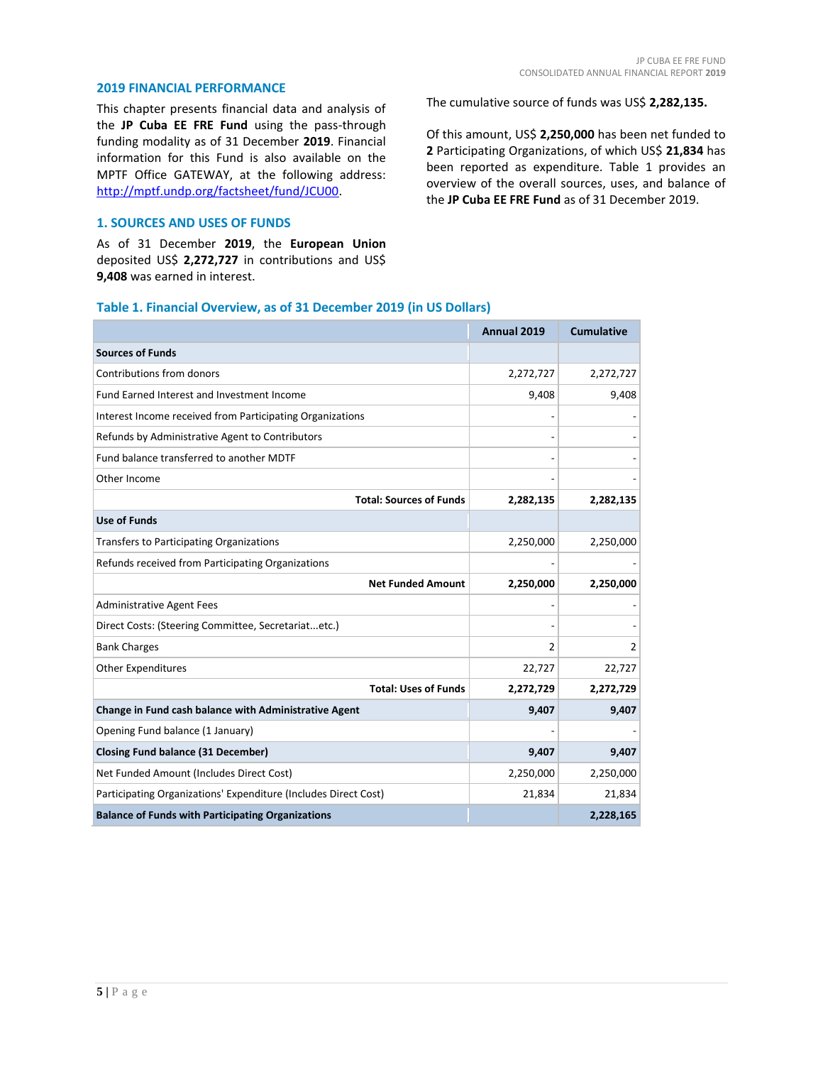## 2019 FINANCIAL PERFORMANCE

This chapter presents financial data and analysis of the **JP Cuba EE FRE Fund** using the pass-through funding modality as of 31 December **2019**. Financial information for this Fund is also available on the MPTF Office GATEWAY, at the following address: http://mptf.undp.org/factsheet/fund/JCU00.

## 1. SOURCES AND USES OF FUNDS

As of 31 December **2019**, the **European Union** deposited US$ **2,272,727** in contributions and US$ **9,408** was earned in interest.

The cumulative source of funds was US$ **2,282,135.**

Of this amount, US$ **2,250,000** has been net funded to **2** Participating Organizations, of which US$ **21,834** has been reported as expenditure. Table 1 provides an overview of the overall sources, uses, and balance of the **JP Cuba EE FRE Fund** as of 31 December 2019.

### Table 1. Financial Overview, as of 31 December 2019 (in US Dollars)

| | Annual 2019 | Cumulative |
|---|---|---|
| **Sources of Funds** | | |
| Contributions from donors | 2,272,727 | 2,272,727 |
| Fund Earned Interest and Investment Income | 9,408 | 9,408 |
| Interest Income received from Participating Organizations | - | - |
| Refunds by Administrative Agent to Contributors | - | - |
| Fund balance transferred to another MDTF | - | - |
| Other Income | - | - |
| **Total: Sources of Funds** | **2,282,135** | **2,282,135** |
| **Use of Funds** | | |
| Transfers to Participating Organizations | 2,250,000 | 2,250,000 |
| Refunds received from Participating Organizations | - | - |
| **Net Funded Amount** | **2,250,000** | **2,250,000** |
| Administrative Agent Fees | - | - |
| Direct Costs: (Steering Committee, Secretariat...etc.) | - | - |
| Bank Charges | 2 | 2 |
| Other Expenditures | 22,727 | 22,727 |
| **Total: Uses of Funds** | **2,272,729** | **2,272,729** |
| **Change in Fund cash balance with Administrative Agent** | **9,407** | **9,407** |
| Opening Fund balance (1 January) | - | - |
| **Closing Fund balance (31 December)** | **9,407** | **9,407** |
| Net Funded Amount (Includes Direct Cost) | 2,250,000 | 2,250,000 |
| Participating Organizations' Expenditure (Includes Direct Cost) | 21,834 | 21,834 |
| **Balance of Funds with Participating Organizations** | | **2,228,165** |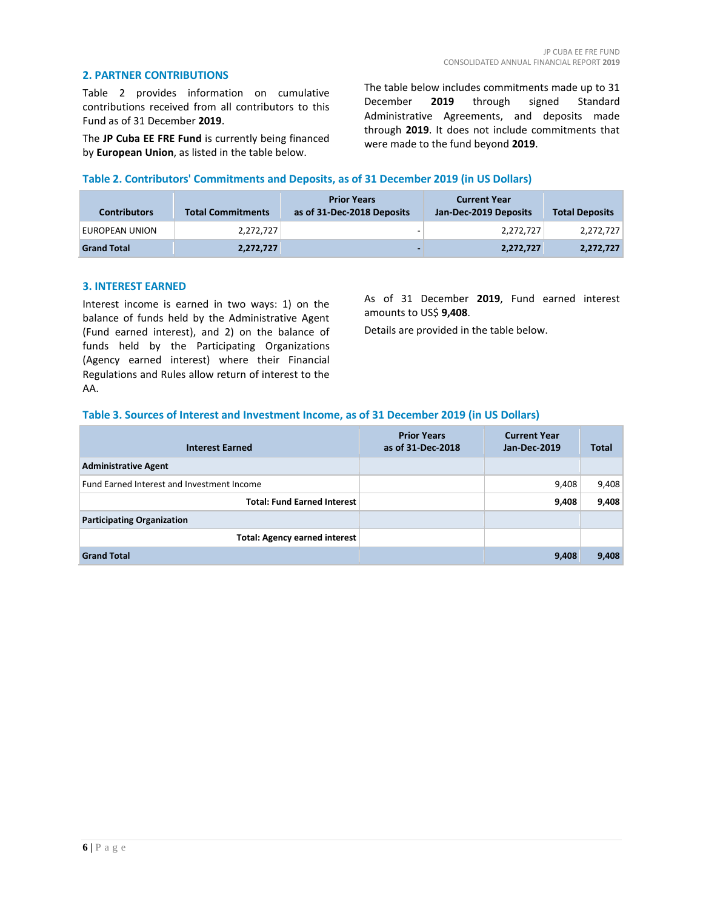## 2. PARTNER CONTRIBUTIONS

Table 2 provides information on cumulative contributions received from all contributors to this Fund as of 31 December **2019**.

The **JP Cuba EE FRE Fund** is currently being financed by **European Union**, as listed in the table below.

The table below includes commitments made up to 31 December **2019** through signed Standard Administrative Agreements, and deposits made through **2019**. It does not include commitments that were made to the fund beyond **2019**.

### Table 2. Contributors' Commitments and Deposits, as of 31 December 2019 (in US Dollars)

| Contributors | Total Commitments | Prior Years as of 31-Dec-2018 Deposits | Current Year Jan-Dec-2019 Deposits | Total Deposits |
|---|---|---|---|---|
| EUROPEAN UNION | 2,272,727 | - | 2,272,727 | 2,272,727 |
| **Grand Total** | **2,272,727** | **-** | **2,272,727** | **2,272,727** |

## 3. INTEREST EARNED

Interest income is earned in two ways: 1) on the balance of funds held by the Administrative Agent (Fund earned interest), and 2) on the balance of funds held by the Participating Organizations (Agency earned interest) where their Financial Regulations and Rules allow return of interest to the AA.

As of 31 December **2019**, Fund earned interest amounts to US$ **9,408**.

Details are provided in the table below.

### Table 3. Sources of Interest and Investment Income, as of 31 December 2019 (in US Dollars)

| Interest Earned | Prior Years as of 31-Dec-2018 | Current Year Jan-Dec-2019 | Total |
|---|---|---|---|
| **Administrative Agent** | | | |
| Fund Earned Interest and Investment Income | | 9,408 | 9,408 |
| **Total: Fund Earned Interest** | | **9,408** | **9,408** |
| **Participating Organization** | | | |
| **Total: Agency earned interest** | | | |
| **Grand Total** | | **9,408** | **9,408** |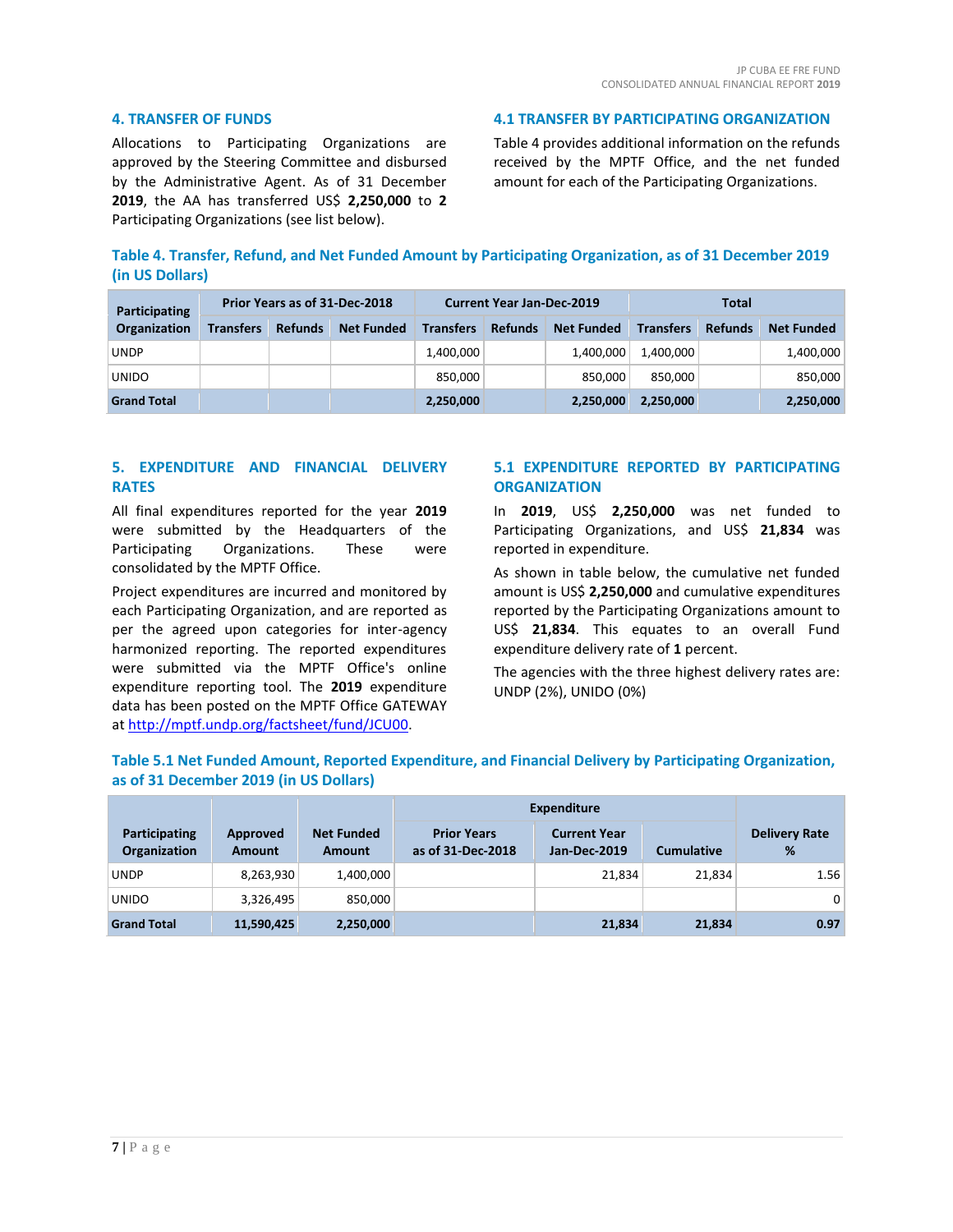## 4. TRANSFER OF FUNDS

Allocations to Participating Organizations are approved by the Steering Committee and disbursed by the Administrative Agent. As of 31 December **2019**, the AA has transferred US$ **2,250,000** to **2** Participating Organizations (see list below).

### 4.1 TRANSFER BY PARTICIPATING ORGANIZATION

Table 4 provides additional information on the refunds received by the MPTF Office, and the net funded amount for each of the Participating Organizations.

**Table 4. Transfer, Refund, and Net Funded Amount by Participating Organization, as of 31 December 2019 (in US Dollars)**

| Participating Organization | Prior Years as of 31-Dec-2018 | | | Current Year Jan-Dec-2019 | | | Total | | |
|---|---|---|---|---|---|---|---|---|---|
| | Transfers | Refunds | Net Funded | Transfers | Refunds | Net Funded | Transfers | Refunds | Net Funded |
| UNDP | | | | 1,400,000 | | 1,400,000 | 1,400,000 | | 1,400,000 |
| UNIDO | | | | 850,000 | | 850,000 | 850,000 | | 850,000 |
| **Grand Total** | | | | **2,250,000** | | **2,250,000** | **2,250,000** | | **2,250,000** |

## 5. EXPENDITURE AND FINANCIAL DELIVERY RATES

All final expenditures reported for the year **2019** were submitted by the Headquarters of the Participating Organizations. These were consolidated by the MPTF Office.

Project expenditures are incurred and monitored by each Participating Organization, and are reported as per the agreed upon categories for inter-agency harmonized reporting. The reported expenditures were submitted via the MPTF Office's online expenditure reporting tool. The **2019** expenditure data has been posted on the MPTF Office GATEWAY at http://mptf.undp.org/factsheet/fund/JCU00.

### 5.1 EXPENDITURE REPORTED BY PARTICIPATING ORGANIZATION

In **2019**, US$ **2,250,000** was net funded to Participating Organizations, and US$ **21,834** was reported in expenditure.

As shown in table below, the cumulative net funded amount is US$ **2,250,000** and cumulative expenditures reported by the Participating Organizations amount to US$ **21,834**. This equates to an overall Fund expenditure delivery rate of **1** percent.

The agencies with the three highest delivery rates are: UNDP (2%), UNIDO (0%)

**Table 5.1 Net Funded Amount, Reported Expenditure, and Financial Delivery by Participating Organization, as of 31 December 2019 (in US Dollars)**

| Participating Organization | Approved Amount | Net Funded Amount | Expenditure | | | Delivery Rate % |
|---|---|---|---|---|---|---|
| | | | Prior Years as of 31-Dec-2018 | Current Year Jan-Dec-2019 | Cumulative | |
| UNDP | 8,263,930 | 1,400,000 | | 21,834 | 21,834 | 1.56 |
| UNIDO | 3,326,495 | 850,000 | | | | 0 |
| **Grand Total** | **11,590,425** | **2,250,000** | | **21,834** | **21,834** | **0.97** |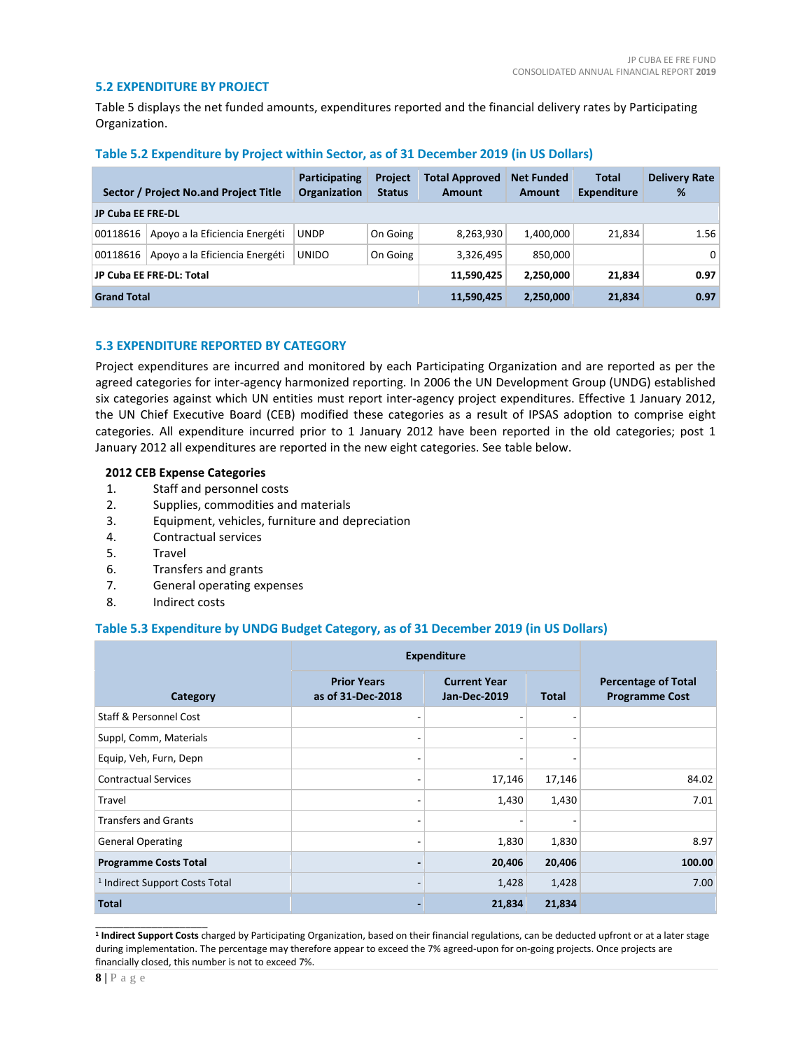## 5.2 EXPENDITURE BY PROJECT

Table 5 displays the net funded amounts, expenditures reported and the financial delivery rates by Participating Organization.

### Table 5.2 Expenditure by Project within Sector, as of 31 December 2019 (in US Dollars)

| Sector / Project No.and Project Title | | Participating Organization | Project Status | Total Approved Amount | Net Funded Amount | Total Expenditure | Delivery Rate % |
|---|---|---|---|---|---|---|---|
| **JP Cuba EE FRE-DL** | | | | | | | |
| 00118616 | Apoyo a la Eficiencia Energéti | UNDP | On Going | 8,263,930 | 1,400,000 | 21,834 | 1.56 |
| 00118616 | Apoyo a la Eficiencia Energéti | UNIDO | On Going | 3,326,495 | 850,000 | | 0 |
| **JP Cuba EE FRE-DL: Total** | | | | **11,590,425** | **2,250,000** | **21,834** | **0.97** |
| **Grand Total** | | | | **11,590,425** | **2,250,000** | **21,834** | **0.97** |

## 5.3 EXPENDITURE REPORTED BY CATEGORY

Project expenditures are incurred and monitored by each Participating Organization and are reported as per the agreed categories for inter-agency harmonized reporting. In 2006 the UN Development Group (UNDG) established six categories against which UN entities must report inter-agency project expenditures. Effective 1 January 2012, the UN Chief Executive Board (CEB) modified these categories as a result of IPSAS adoption to comprise eight categories. All expenditure incurred prior to 1 January 2012 have been reported in the old categories; post 1 January 2012 all expenditures are reported in the new eight categories. See table below.

**2012 CEB Expense Categories**

1. Staff and personnel costs
2. Supplies, commodities and materials
3. Equipment, vehicles, furniture and depreciation
4. Contractual services
5. Travel
6. Transfers and grants
7. General operating expenses
8. Indirect costs

### Table 5.3 Expenditure by UNDG Budget Category, as of 31 December 2019 (in US Dollars)

| Category | Expenditure | | | Percentage of Total Programme Cost |
|---|---|---|---|---|
| | Prior Years as of 31-Dec-2018 | Current Year Jan-Dec-2019 | Total | |
| Staff & Personnel Cost | - | - | - | |
| Suppl, Comm, Materials | - | - | - | |
| Equip, Veh, Furn, Depn | - | - | - | |
| Contractual Services | - | 17,146 | 17,146 | 84.02 |
| Travel | - | 1,430 | 1,430 | 7.01 |
| Transfers and Grants | - | - | - | |
| General Operating | - | 1,830 | 1,830 | 8.97 |
| **Programme Costs Total** | **-** | **20,406** | **20,406** | **100.00** |
| [1] Indirect Support Costs Total | - | 1,428 | 1,428 | 7.00 |
| **Total** | **-** | **21,834** | **21,834** | |

[1] **Indirect Support Costs** charged by Participating Organization, based on their financial regulations, can be deducted upfront or at a later stage during implementation. The percentage may therefore appear to exceed the 7% agreed-upon for on-going projects. Once projects are financially closed, this number is not to exceed 7%.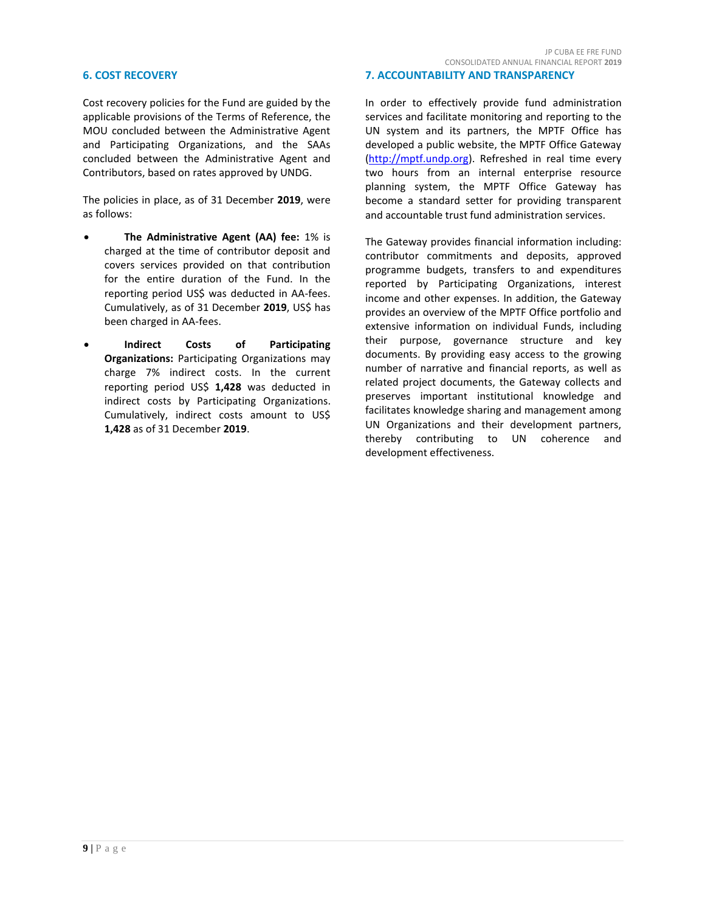## 6. COST RECOVERY

Cost recovery policies for the Fund are guided by the applicable provisions of the Terms of Reference, the MOU concluded between the Administrative Agent and Participating Organizations, and the SAAs concluded between the Administrative Agent and Contributors, based on rates approved by UNDG.

The policies in place, as of 31 December **2019**, were as follows:

- **The Administrative Agent (AA) fee:** 1% is charged at the time of contributor deposit and covers services provided on that contribution for the entire duration of the Fund. In the reporting period US$ was deducted in AA-fees. Cumulatively, as of 31 December **2019**, US$ has been charged in AA-fees.
- **Indirect Costs of Participating Organizations:** Participating Organizations may charge 7% indirect costs. In the current reporting period US$ **1,428** was deducted in indirect costs by Participating Organizations. Cumulatively, indirect costs amount to US$ **1,428** as of 31 December **2019**.

## 7. ACCOUNTABILITY AND TRANSPARENCY

In order to effectively provide fund administration services and facilitate monitoring and reporting to the UN system and its partners, the MPTF Office has developed a public website, the MPTF Office Gateway (http://mptf.undp.org). Refreshed in real time every two hours from an internal enterprise resource planning system, the MPTF Office Gateway has become a standard setter for providing transparent and accountable trust fund administration services.

The Gateway provides financial information including: contributor commitments and deposits, approved programme budgets, transfers to and expenditures reported by Participating Organizations, interest income and other expenses. In addition, the Gateway provides an overview of the MPTF Office portfolio and extensive information on individual Funds, including their purpose, governance structure and key documents. By providing easy access to the growing number of narrative and financial reports, as well as related project documents, the Gateway collects and preserves important institutional knowledge and facilitates knowledge sharing and management among UN Organizations and their development partners, thereby contributing to UN coherence and development effectiveness.